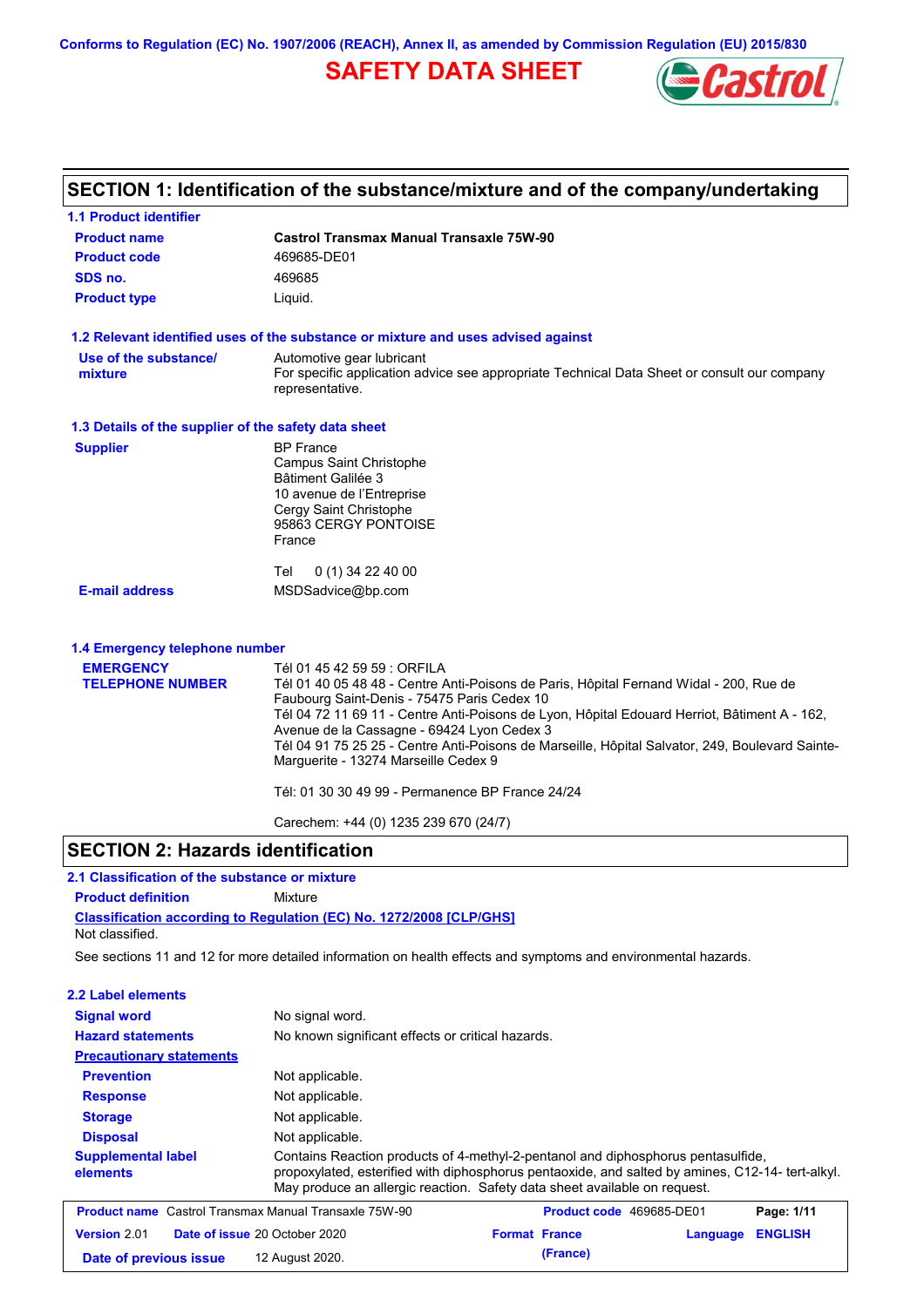Conforms to Regulation (EC) No. 1907/2006 (REACH), Annex II, as amended by Commission Regulation (EU) 2015/830

# SAFETY DATA SHEET

## SECTION 1: Identification of the substance/mixture and of the company/undertaking

### 1.1 Product identifier

**Product name** Castrol Transmax Manual Transaxle 75W-90

**Product code** 469685-DE01

**SDS no.** 469685

**Product type** Liquid.

### 1.2 Relevant identified uses of the substance or mixture and uses advised against

**Use of the substance/ mixture** Automotive gear lubricant
For specific application advice see appropriate Technical Data Sheet or consult our company representative.

### 1.3 Details of the supplier of the safety data sheet

**Supplier**
BP France
Campus Saint Christophe
Bâtiment Galilée 3
10 avenue de l'Entreprise
Cergy Saint Christophe
95863 CERGY PONTOISE
France

Tel 0 (1) 34 22 40 00

**E-mail address** MSDSadvice@bp.com

### 1.4 Emergency telephone number

**EMERGENCY TELEPHONE NUMBER**

Tél 01 45 42 59 59 : ORFILA
Tél 01 40 05 48 48 - Centre Anti-Poisons de Paris, Hôpital Fernand Widal - 200, Rue de Faubourg Saint-Denis - 75475 Paris Cedex 10
Tél 04 72 11 69 11 - Centre Anti-Poisons de Lyon, Hôpital Edouard Herriot, Bâtiment A - 162, Avenue de la Cassagne - 69424 Lyon Cedex 3
Tél 04 91 75 25 25 - Centre Anti-Poisons de Marseille, Hôpital Salvator, 249, Boulevard Sainte-Marguerite - 13274 Marseille Cedex 9

Tél: 01 30 30 49 99 - Permanence BP France 24/24

Carechem: +44 (0) 1235 239 670 (24/7)

## SECTION 2: Hazards identification

### 2.1 Classification of the substance or mixture

**Product definition** Mixture

**Classification according to Regulation (EC) No. 1272/2008 [CLP/GHS]**
Not classified.

See sections 11 and 12 for more detailed information on health effects and symptoms and environmental hazards.

### 2.2 Label elements

**Signal word** No signal word.

**Hazard statements** No known significant effects or critical hazards.

**Precautionary statements**

**Prevention** Not applicable.

**Response** Not applicable.

**Storage** Not applicable.

**Disposal** Not applicable.

**Supplemental label elements** Contains Reaction products of 4-methyl-2-pentanol and diphosphorus pentasulfide, propoxylated, esterified with diphosphorus pentaoxide, and salted by amines, C12-14- tert-alkyl. May produce an allergic reaction. Safety data sheet available on request.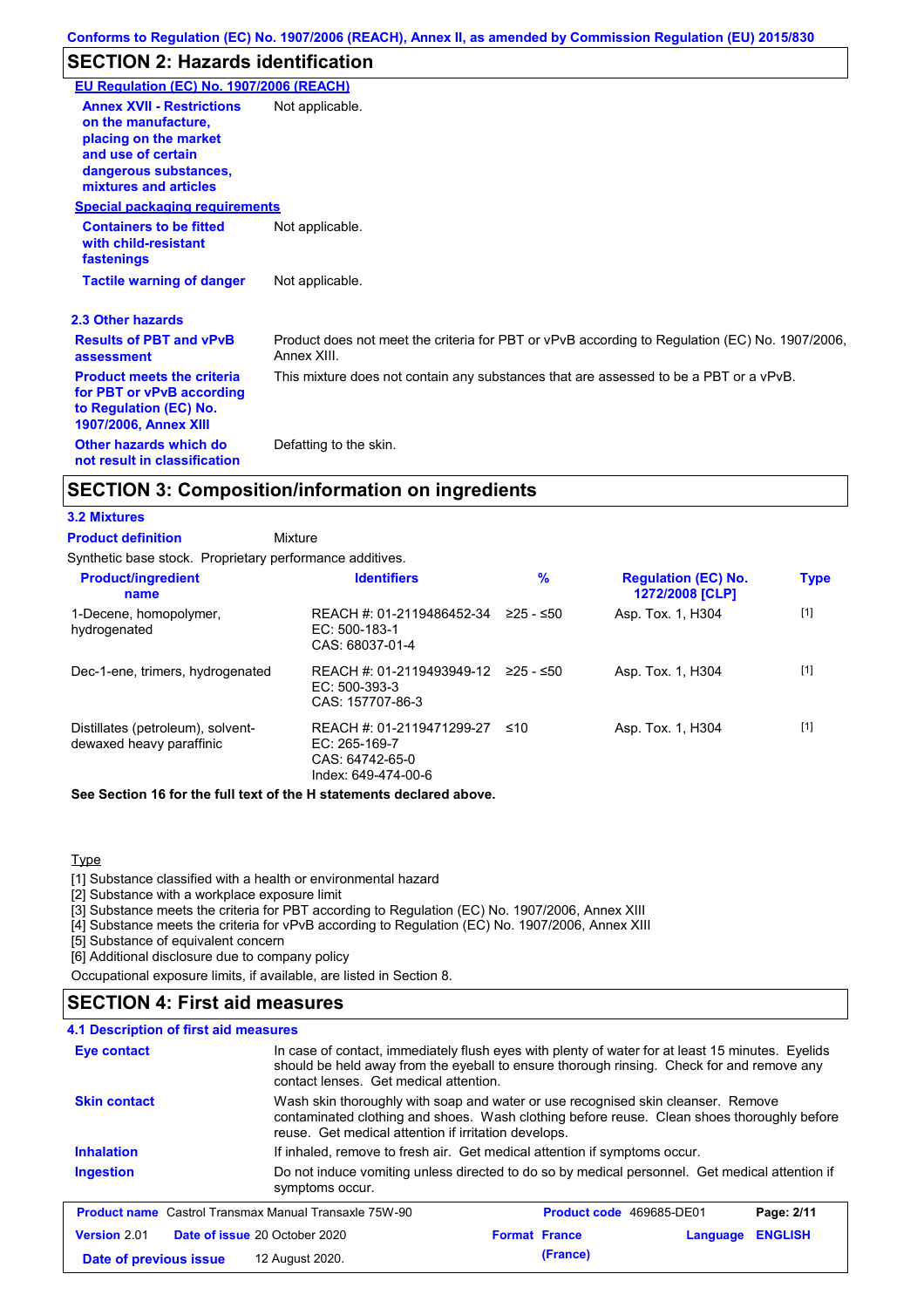## SECTION 2: Hazards identification

**EU Regulation (EC) No. 1907/2006 (REACH)**

| | |
|---|---|
| **Annex XVII - Restrictions on the manufacture, placing on the market and use of certain dangerous substances, mixtures and articles** | Not applicable. |

**Special packaging requirements**

| | |
|---|---|
| **Containers to be fitted with child-resistant fastenings** | Not applicable. |
| **Tactile warning of danger** | Not applicable. |

### 2.3 Other hazards

| | |
|---|---|
| **Results of PBT and vPvB assessment** | Product does not meet the criteria for PBT or vPvB according to Regulation (EC) No. 1907/2006, Annex XIII. |
| **Product meets the criteria for PBT or vPvB according to Regulation (EC) No. 1907/2006, Annex XIII** | This mixture does not contain any substances that are assessed to be a PBT or a vPvB. |
| **Other hazards which do not result in classification** | Defatting to the skin. |

## SECTION 3: Composition/information on ingredients

### 3.2 Mixtures

**Product definition** Mixture

Synthetic base stock. Proprietary performance additives.

| Product/ingredient name | Identifiers | % | Regulation (EC) No. 1272/2008 [CLP] | Type |
|---|---|---|---|---|
| 1-Decene, homopolymer, hydrogenated | REACH #: 01-2119486452-34<br>EC: 500-183-1<br>CAS: 68037-01-4 | ≥25 - ≤50 | Asp. Tox. 1, H304 | [1] |
| Dec-1-ene, trimers, hydrogenated | REACH #: 01-2119493949-12<br>EC: 500-393-3<br>CAS: 157707-86-3 | ≥25 - ≤50 | Asp. Tox. 1, H304 | [1] |
| Distillates (petroleum), solvent-dewaxed heavy paraffinic | REACH #: 01-2119471299-27<br>EC: 265-169-7<br>CAS: 64742-65-0<br>Index: 649-474-00-6 | ≤10 | Asp. Tox. 1, H304 | [1] |

**See Section 16 for the full text of the H statements declared above.**

Type

[1] Substance classified with a health or environmental hazard
[2] Substance with a workplace exposure limit
[3] Substance meets the criteria for PBT according to Regulation (EC) No. 1907/2006, Annex XIII
[4] Substance meets the criteria for vPvB according to Regulation (EC) No. 1907/2006, Annex XIII
[5] Substance of equivalent concern
[6] Additional disclosure due to company policy

Occupational exposure limits, if available, are listed in Section 8.

## SECTION 4: First aid measures

### 4.1 Description of first aid measures

| | |
|---|---|
| **Eye contact** | In case of contact, immediately flush eyes with plenty of water for at least 15 minutes. Eyelids should be held away from the eyeball to ensure thorough rinsing. Check for and remove any contact lenses. Get medical attention. |
| **Skin contact** | Wash skin thoroughly with soap and water or use recognised skin cleanser. Remove contaminated clothing and shoes. Wash clothing before reuse. Clean shoes thoroughly before reuse. Get medical attention if irritation develops. |
| **Inhalation** | If inhaled, remove to fresh air. Get medical attention if symptoms occur. |
| **Ingestion** | Do not induce vomiting unless directed to do so by medical personnel. Get medical attention if symptoms occur. |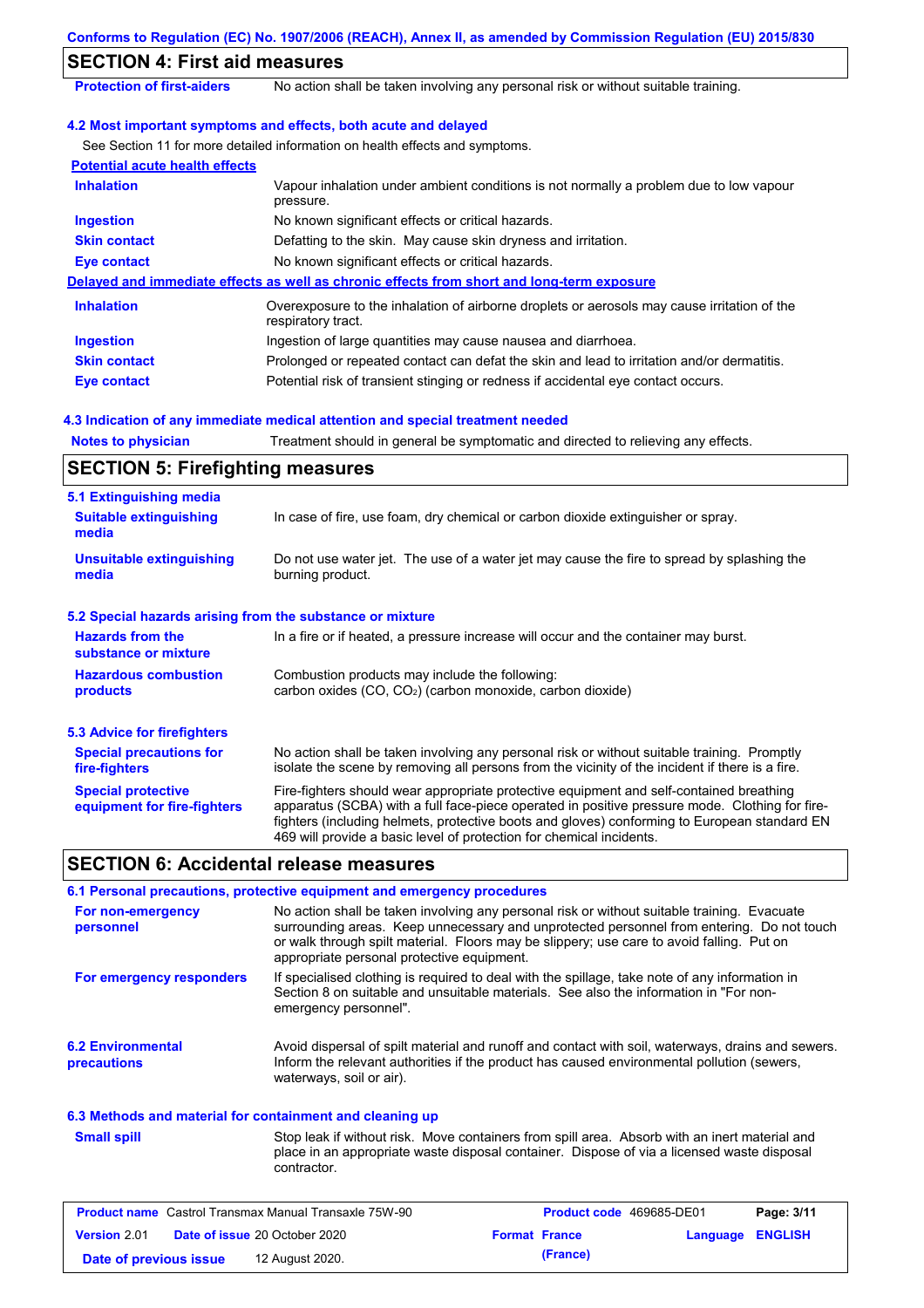## SECTION 4: First aid measures

| | |
|---|---|
| **Protection of first-aiders** | No action shall be taken involving any personal risk or without suitable training. |

### 4.2 Most important symptoms and effects, both acute and delayed

See Section 11 for more detailed information on health effects and symptoms.

**Potential acute health effects**

| | |
|---|---|
| **Inhalation** | Vapour inhalation under ambient conditions is not normally a problem due to low vapour pressure. |
| **Ingestion** | No known significant effects or critical hazards. |
| **Skin contact** | Defatting to the skin. May cause skin dryness and irritation. |
| **Eye contact** | No known significant effects or critical hazards. |

**Delayed and immediate effects as well as chronic effects from short and long-term exposure**

| | |
|---|---|
| **Inhalation** | Overexposure to the inhalation of airborne droplets or aerosols may cause irritation of the respiratory tract. |
| **Ingestion** | Ingestion of large quantities may cause nausea and diarrhoea. |
| **Skin contact** | Prolonged or repeated contact can defat the skin and lead to irritation and/or dermatitis. |
| **Eye contact** | Potential risk of transient stinging or redness if accidental eye contact occurs. |

### 4.3 Indication of any immediate medical attention and special treatment needed

| | |
|---|---|
| **Notes to physician** | Treatment should in general be symptomatic and directed to relieving any effects. |

## SECTION 5: Firefighting measures

### 5.1 Extinguishing media

| | |
|---|---|
| **Suitable extinguishing media** | In case of fire, use foam, dry chemical or carbon dioxide extinguisher or spray. |
| **Unsuitable extinguishing media** | Do not use water jet. The use of a water jet may cause the fire to spread by splashing the burning product. |

### 5.2 Special hazards arising from the substance or mixture

| | |
|---|---|
| **Hazards from the substance or mixture** | In a fire or if heated, a pressure increase will occur and the container may burst. |
| **Hazardous combustion products** | Combustion products may include the following: carbon oxides (CO, $CO_2$) (carbon monoxide, carbon dioxide) |

### 5.3 Advice for firefighters

| | |
|---|---|
| **Special precautions for fire-fighters** | No action shall be taken involving any personal risk or without suitable training. Promptly isolate the scene by removing all persons from the vicinity of the incident if there is a fire. |
| **Special protective equipment for fire-fighters** | Fire-fighters should wear appropriate protective equipment and self-contained breathing apparatus (SCBA) with a full face-piece operated in positive pressure mode. Clothing for fire-fighters (including helmets, protective boots and gloves) conforming to European standard EN 469 will provide a basic level of protection for chemical incidents. |

## SECTION 6: Accidental release measures

### 6.1 Personal precautions, protective equipment and emergency procedures

| | |
|---|---|
| **For non-emergency personnel** | No action shall be taken involving any personal risk or without suitable training. Evacuate surrounding areas. Keep unnecessary and unprotected personnel from entering. Do not touch or walk through spilt material. Floors may be slippery; use care to avoid falling. Put on appropriate personal protective equipment. |
| **For emergency responders** | If specialised clothing is required to deal with the spillage, take note of any information in Section 8 on suitable and unsuitable materials. See also the information in "For non-emergency personnel". |

| | |
|---|---|
| **6.2 Environmental precautions** | Avoid dispersal of spilt material and runoff and contact with soil, waterways, drains and sewers. Inform the relevant authorities if the product has caused environmental pollution (sewers, waterways, soil or air). |

### 6.3 Methods and material for containment and cleaning up

| | |
|---|---|
| **Small spill** | Stop leak if without risk. Move containers from spill area. Absorb with an inert material and place in an appropriate waste disposal container. Dispose of via a licensed waste disposal contractor. |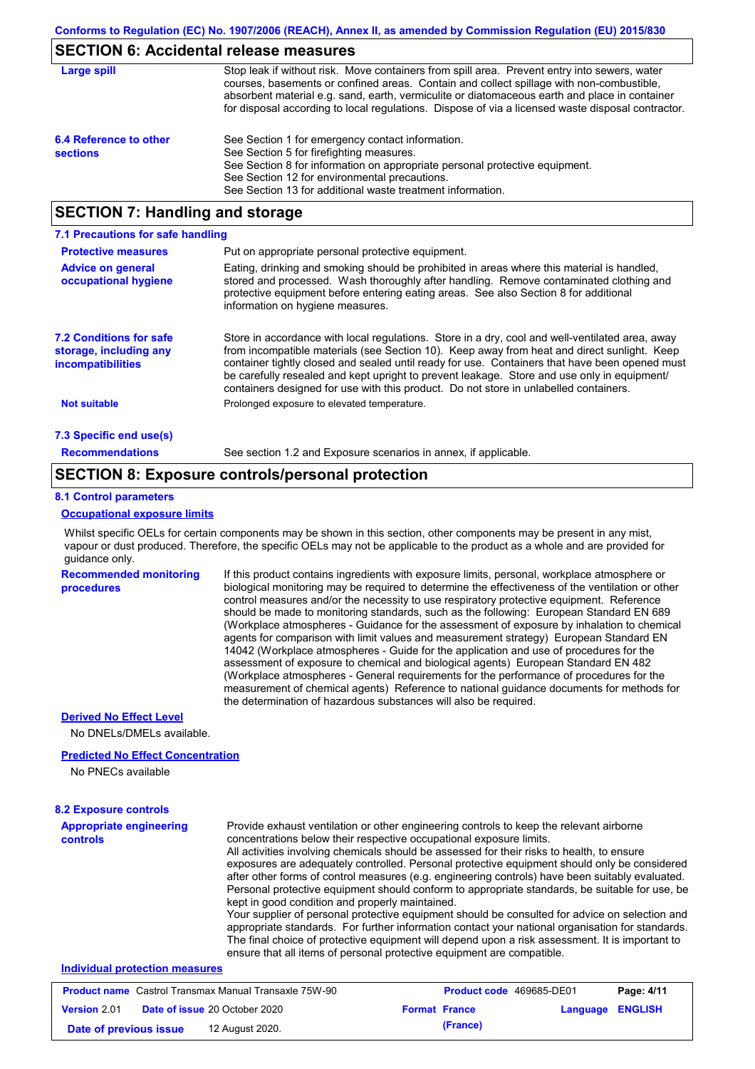## SECTION 6: Accidental release measures

| | |
|---|---|
| **Large spill** | Stop leak if without risk. Move containers from spill area. Prevent entry into sewers, water courses, basements or confined areas. Contain and collect spillage with non-combustible, absorbent material e.g. sand, earth, vermiculite or diatomaceous earth and place in container for disposal according to local regulations. Dispose of via a licensed waste disposal contractor. |
| **6.4 Reference to other sections** | See Section 1 for emergency contact information.<br>See Section 5 for firefighting measures.<br>See Section 8 for information on appropriate personal protective equipment.<br>See Section 12 for environmental precautions.<br>See Section 13 for additional waste treatment information. |

## SECTION 7: Handling and storage

### 7.1 Precautions for safe handling

| | |
|---|---|
| **Protective measures** | Put on appropriate personal protective equipment. |
| **Advice on general occupational hygiene** | Eating, drinking and smoking should be prohibited in areas where this material is handled, stored and processed. Wash thoroughly after handling. Remove contaminated clothing and protective equipment before entering eating areas. See also Section 8 for additional information on hygiene measures. |
| **7.2 Conditions for safe storage, including any incompatibilities** | Store in accordance with local regulations. Store in a dry, cool and well-ventilated area, away from incompatible materials (see Section 10). Keep away from heat and direct sunlight. Keep container tightly closed and sealed until ready for use. Containers that have been opened must be carefully resealed and kept upright to prevent leakage. Store and use only in equipment/ containers designed for use with this product. Do not store in unlabelled containers. |
| **Not suitable** | Prolonged exposure to elevated temperature. |

### 7.3 Specific end use(s)

| | |
|---|---|
| **Recommendations** | See section 1.2 and Exposure scenarios in annex, if applicable. |

## SECTION 8: Exposure controls/personal protection

### 8.1 Control parameters

**Occupational exposure limits**

Whilst specific OELs for certain components may be shown in this section, other components may be present in any mist, vapour or dust produced. Therefore, the specific OELs may not be applicable to the product as a whole and are provided for guidance only.

| | |
|---|---|
| **Recommended monitoring procedures** | If this product contains ingredients with exposure limits, personal, workplace atmosphere or biological monitoring may be required to determine the effectiveness of the ventilation or other control measures and/or the necessity to use respiratory protective equipment. Reference should be made to monitoring standards, such as the following: European Standard EN 689 (Workplace atmospheres - Guidance for the assessment of exposure by inhalation to chemical agents for comparison with limit values and measurement strategy) European Standard EN 14042 (Workplace atmospheres - Guide for the application and use of procedures for the assessment of exposure to chemical and biological agents) European Standard EN 482 (Workplace atmospheres - General requirements for the performance of procedures for the measurement of chemical agents) Reference to national guidance documents for methods for the determination of hazardous substances will also be required. |

**Derived No Effect Level**

No DNELs/DMELs available.

**Predicted No Effect Concentration**

No PNECs available

### 8.2 Exposure controls

| | |
|---|---|
| **Appropriate engineering controls** | Provide exhaust ventilation or other engineering controls to keep the relevant airborne concentrations below their respective occupational exposure limits.<br>All activities involving chemicals should be assessed for their risks to health, to ensure exposures are adequately controlled. Personal protective equipment should only be considered after other forms of control measures (e.g. engineering controls) have been suitably evaluated. Personal protective equipment should conform to appropriate standards, be suitable for use, be kept in good condition and properly maintained.<br>Your supplier of personal protective equipment should be consulted for advice on selection and appropriate standards. For further information contact your national organisation for standards.<br>The final choice of protective equipment will depend upon a risk assessment. It is important to ensure that all items of personal protective equipment are compatible. |

**Individual protection measures**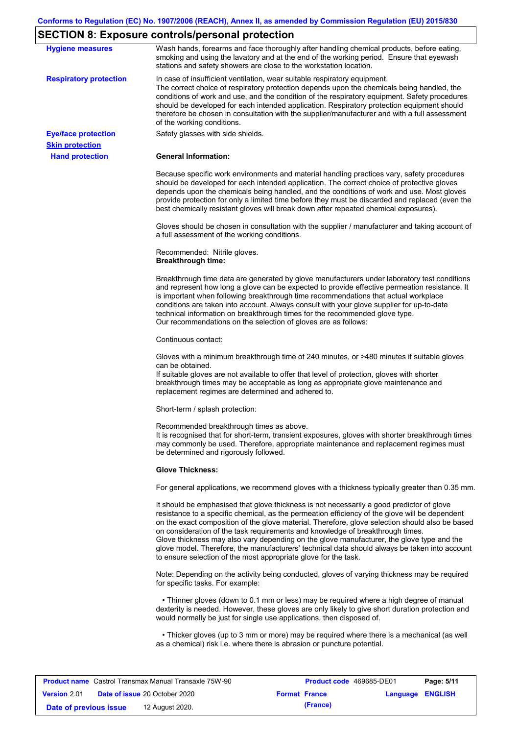## SECTION 8: Exposure controls/personal protection

**Hygiene measures**

Wash hands, forearms and face thoroughly after handling chemical products, before eating, smoking and using the lavatory and at the end of the working period. Ensure that eyewash stations and safety showers are close to the workstation location.

**Respiratory protection**

In case of insufficient ventilation, wear suitable respiratory equipment.
The correct choice of respiratory protection depends upon the chemicals being handled, the conditions of work and use, and the condition of the respiratory equipment. Safety procedures should be developed for each intended application. Respiratory protection equipment should therefore be chosen in consultation with the supplier/manufacturer and with a full assessment of the working conditions.

**Eye/face protection**

Safety glasses with side shields.

**Skin protection**

**Hand protection**

**General Information:**

Because specific work environments and material handling practices vary, safety procedures should be developed for each intended application. The correct choice of protective gloves depends upon the chemicals being handled, and the conditions of work and use. Most gloves provide protection for only a limited time before they must be discarded and replaced (even the best chemically resistant gloves will break down after repeated chemical exposures).

Gloves should be chosen in consultation with the supplier / manufacturer and taking account of a full assessment of the working conditions.

Recommended: Nitrile gloves.
**Breakthrough time:**

Breakthrough time data are generated by glove manufacturers under laboratory test conditions and represent how long a glove can be expected to provide effective permeation resistance. It is important when following breakthrough time recommendations that actual workplace conditions are taken into account. Always consult with your glove supplier for up-to-date technical information on breakthrough times for the recommended glove type.
Our recommendations on the selection of gloves are as follows:

Continuous contact:

Gloves with a minimum breakthrough time of 240 minutes, or >480 minutes if suitable gloves can be obtained.
If suitable gloves are not available to offer that level of protection, gloves with shorter breakthrough times may be acceptable as long as appropriate glove maintenance and replacement regimes are determined and adhered to.

Short-term / splash protection:

Recommended breakthrough times as above.
It is recognised that for short-term, transient exposures, gloves with shorter breakthrough times may commonly be used. Therefore, appropriate maintenance and replacement regimes must be determined and rigorously followed.

**Glove Thickness:**

For general applications, we recommend gloves with a thickness typically greater than 0.35 mm.

It should be emphasised that glove thickness is not necessarily a good predictor of glove resistance to a specific chemical, as the permeation efficiency of the glove will be dependent on the exact composition of the glove material. Therefore, glove selection should also be based on consideration of the task requirements and knowledge of breakthrough times.
Glove thickness may also vary depending on the glove manufacturer, the glove type and the glove model. Therefore, the manufacturers' technical data should always be taken into account to ensure selection of the most appropriate glove for the task.

Note: Depending on the activity being conducted, gloves of varying thickness may be required for specific tasks. For example:

- Thinner gloves (down to 0.1 mm or less) may be required where a high degree of manual dexterity is needed. However, these gloves are only likely to give short duration protection and would normally be just for single use applications, then disposed of.

- Thicker gloves (up to 3 mm or more) may be required where there is a mechanical (as well as a chemical) risk i.e. where there is abrasion or puncture potential.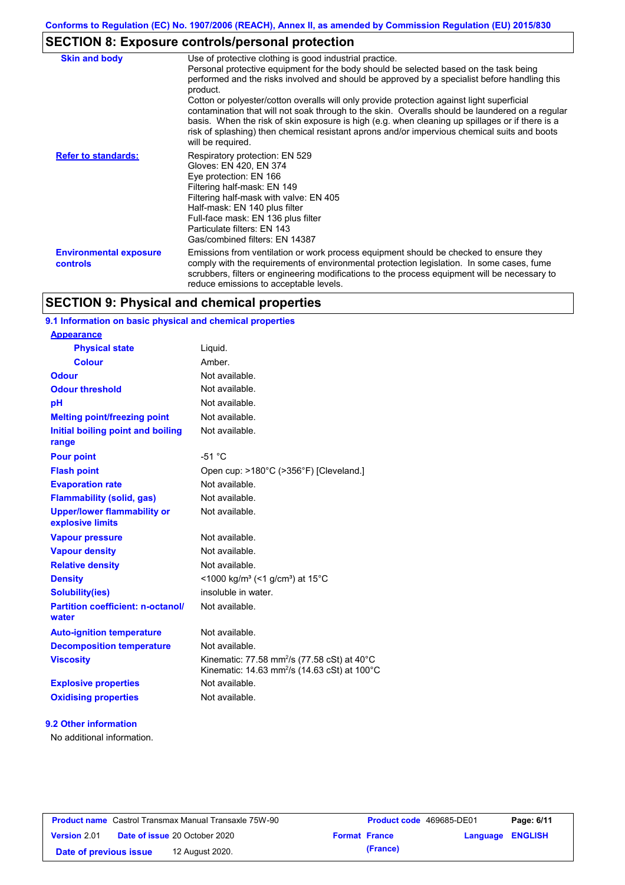## SECTION 8: Exposure controls/personal protection

| | |
|---|---|
| **Skin and body** | Use of protective clothing is good industrial practice. Personal protective equipment for the body should be selected based on the task being performed and the risks involved and should be approved by a specialist before handling this product. Cotton or polyester/cotton overalls will only provide protection against light superficial contamination that will not soak through to the skin. Overalls should be laundered on a regular basis. When the risk of skin exposure is high (e.g. when cleaning up spillages or if there is a risk of splashing) then chemical resistant aprons and/or impervious chemical suits and boots will be required. |
| **Refer to standards:** | Respiratory protection: EN 529<br>Gloves: EN 420, EN 374<br>Eye protection: EN 166<br>Filtering half-mask: EN 149<br>Filtering half-mask with valve: EN 405<br>Half-mask: EN 140 plus filter<br>Full-face mask: EN 136 plus filter<br>Particulate filters: EN 143<br>Gas/combined filters: EN 14387 |
| **Environmental exposure controls** | Emissions from ventilation or work process equipment should be checked to ensure they comply with the requirements of environmental protection legislation. In some cases, fume scrubbers, filters or engineering modifications to the process equipment will be necessary to reduce emissions to acceptable levels. |

## SECTION 9: Physical and chemical properties

### 9.1 Information on basic physical and chemical properties

| | |
|---|---|
| **Appearance** | |
| **Physical state** | Liquid. |
| **Colour** | Amber. |
| **Odour** | Not available. |
| **Odour threshold** | Not available. |
| **pH** | Not available. |
| **Melting point/freezing point** | Not available. |
| **Initial boiling point and boiling range** | Not available. |
| **Pour point** | -51 °C |
| **Flash point** | Open cup: >180°C (>356°F) [Cleveland.] |
| **Evaporation rate** | Not available. |
| **Flammability (solid, gas)** | Not available. |
| **Upper/lower flammability or explosive limits** | Not available. |
| **Vapour pressure** | Not available. |
| **Vapour density** | Not available. |
| **Relative density** | Not available. |
| **Density** | <1000 kg/m³ (<1 g/cm³) at 15°C |
| **Solubility(ies)** | insoluble in water. |
| **Partition coefficient: n-octanol/water** | Not available. |
| **Auto-ignition temperature** | Not available. |
| **Decomposition temperature** | Not available. |
| **Viscosity** | Kinematic: 77.58 $mm^2/s$ (77.58 cSt) at 40°C<br>Kinematic: 14.63 $mm^2/s$ (14.63 cSt) at 100°C |
| **Explosive properties** | Not available. |
| **Oxidising properties** | Not available. |

### 9.2 Other information

No additional information.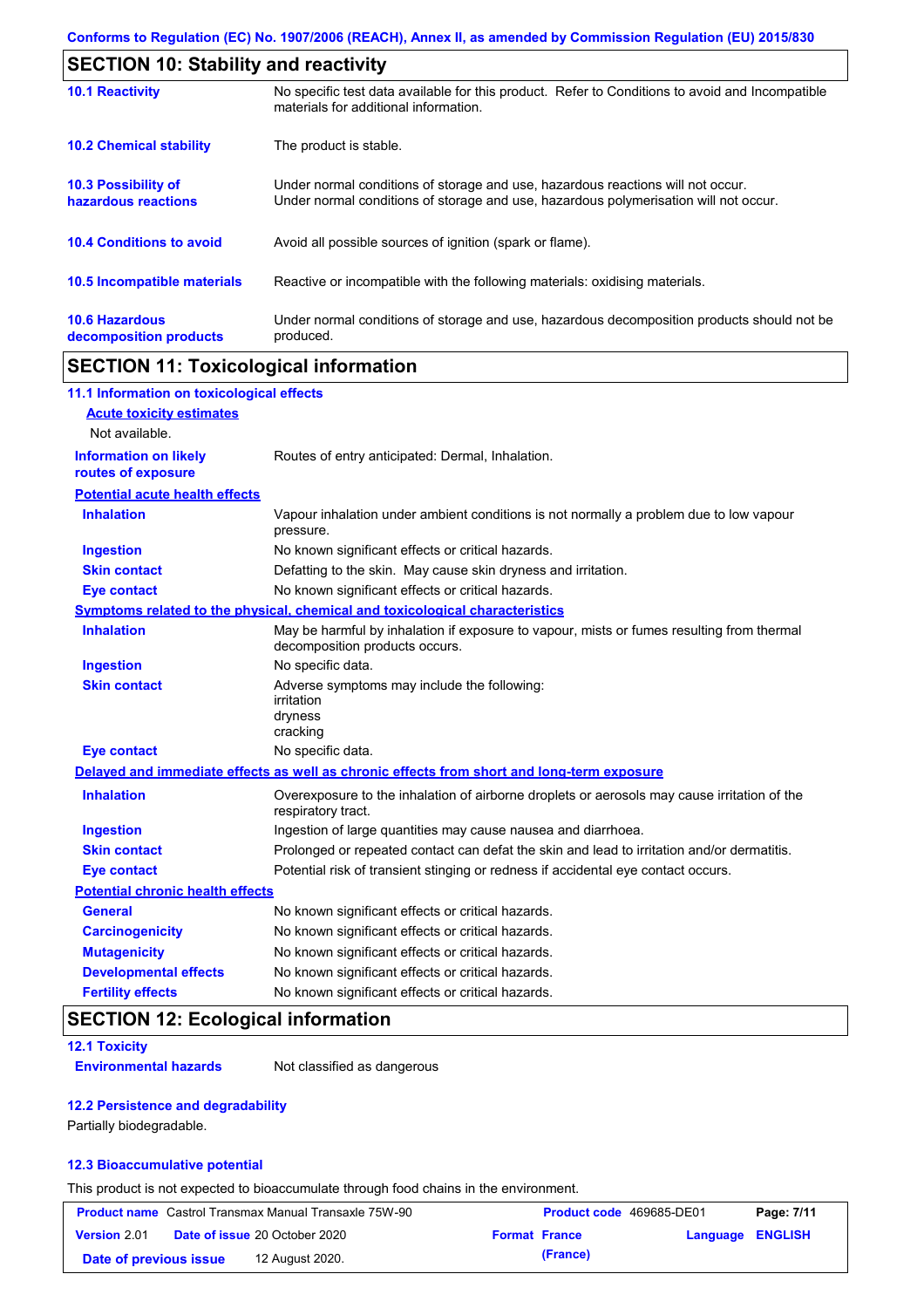## SECTION 10: Stability and reactivity

| | |
|---|---|
| **10.1 Reactivity** | No specific test data available for this product. Refer to Conditions to avoid and Incompatible materials for additional information. |
| **10.2 Chemical stability** | The product is stable. |
| **10.3 Possibility of hazardous reactions** | Under normal conditions of storage and use, hazardous reactions will not occur.<br>Under normal conditions of storage and use, hazardous polymerisation will not occur. |
| **10.4 Conditions to avoid** | Avoid all possible sources of ignition (spark or flame). |
| **10.5 Incompatible materials** | Reactive or incompatible with the following materials: oxidising materials. |
| **10.6 Hazardous decomposition products** | Under normal conditions of storage and use, hazardous decomposition products should not be produced. |

## SECTION 11: Toxicological information

### 11.1 Information on toxicological effects

**Acute toxicity estimates**

Not available.

| | |
|---|---|
| **Information on likely routes of exposure** | Routes of entry anticipated: Dermal, Inhalation. |

**Potential acute health effects**

| | |
|---|---|
| **Inhalation** | Vapour inhalation under ambient conditions is not normally a problem due to low vapour pressure. |
| **Ingestion** | No known significant effects or critical hazards. |
| **Skin contact** | Defatting to the skin. May cause skin dryness and irritation. |
| **Eye contact** | No known significant effects or critical hazards. |

**Symptoms related to the physical, chemical and toxicological characteristics**

| | |
|---|---|
| **Inhalation** | May be harmful by inhalation if exposure to vapour, mists or fumes resulting from thermal decomposition products occurs. |
| **Ingestion** | No specific data. |
| **Skin contact** | Adverse symptoms may include the following:<br>irritation<br>dryness<br>cracking |
| **Eye contact** | No specific data. |

**Delayed and immediate effects as well as chronic effects from short and long-term exposure**

| | |
|---|---|
| **Inhalation** | Overexposure to the inhalation of airborne droplets or aerosols may cause irritation of the respiratory tract. |
| **Ingestion** | Ingestion of large quantities may cause nausea and diarrhoea. |
| **Skin contact** | Prolonged or repeated contact can defat the skin and lead to irritation and/or dermatitis. |
| **Eye contact** | Potential risk of transient stinging or redness if accidental eye contact occurs. |

**Potential chronic health effects**

| | |
|---|---|
| **General** | No known significant effects or critical hazards. |
| **Carcinogenicity** | No known significant effects or critical hazards. |
| **Mutagenicity** | No known significant effects or critical hazards. |
| **Developmental effects** | No known significant effects or critical hazards. |
| **Fertility effects** | No known significant effects or critical hazards. |

## SECTION 12: Ecological information

### 12.1 Toxicity

| | |
|---|---|
| **Environmental hazards** | Not classified as dangerous |

### 12.2 Persistence and degradability

Partially biodegradable.

### 12.3 Bioaccumulative potential

This product is not expected to bioaccumulate through food chains in the environment.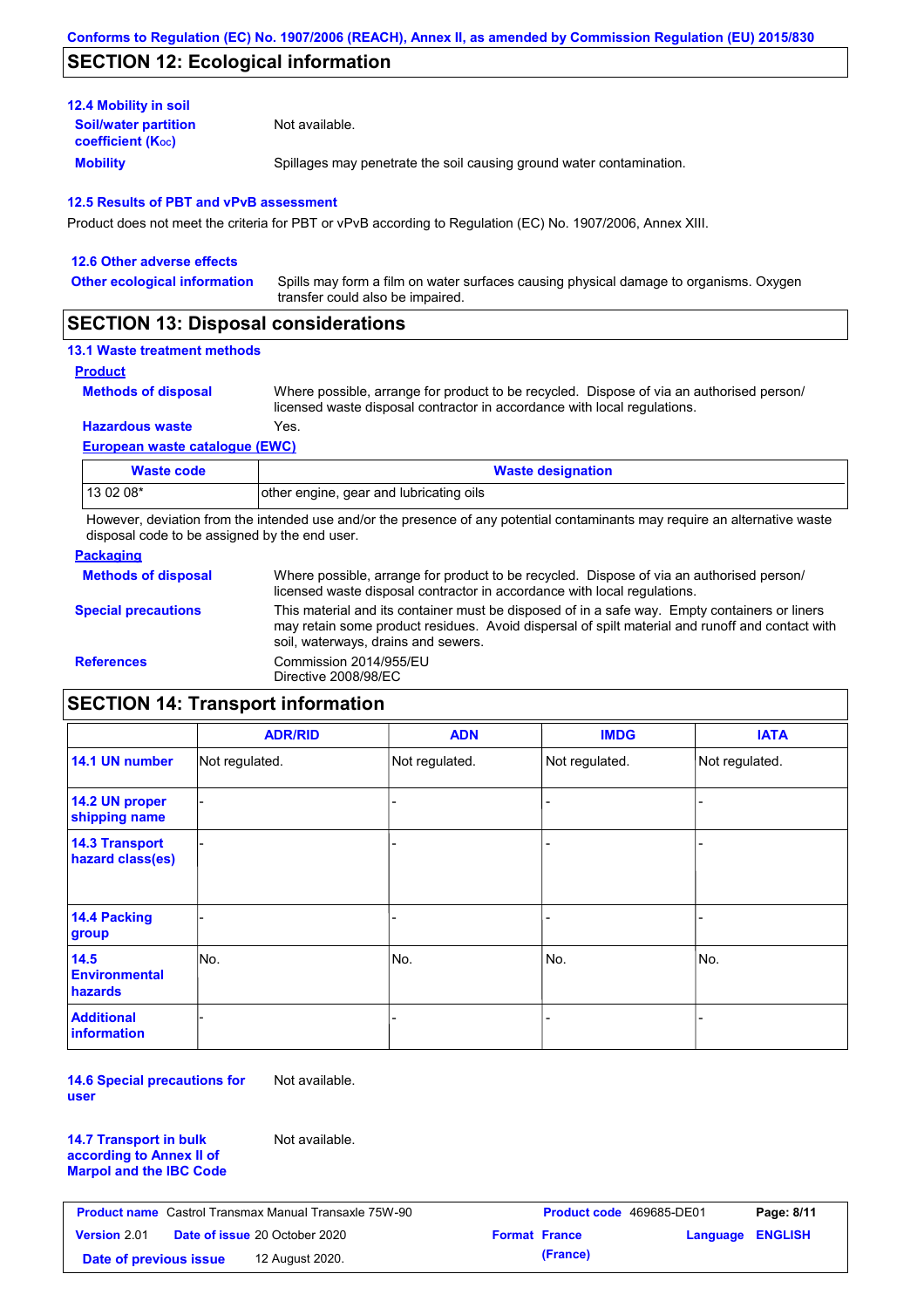## SECTION 12: Ecological information

### 12.4 Mobility in soil

**Soil/water partition coefficient ($K_{OC}$)**: Not available.

**Mobility**: Spillages may penetrate the soil causing ground water contamination.

### 12.5 Results of PBT and vPvB assessment

Product does not meet the criteria for PBT or vPvB according to Regulation (EC) No. 1907/2006, Annex XIII.

### 12.6 Other adverse effects

**Other ecological information**: Spills may form a film on water surfaces causing physical damage to organisms. Oxygen transfer could also be impaired.

## SECTION 13: Disposal considerations

### 13.1 Waste treatment methods

**Product**

**Methods of disposal**: Where possible, arrange for product to be recycled. Dispose of via an authorised person/ licensed waste disposal contractor in accordance with local regulations.

**Hazardous waste**: Yes.

**European waste catalogue (EWC)**

| Waste code | Waste designation |
|---|---|
| 13 02 08* | other engine, gear and lubricating oils |

However, deviation from the intended use and/or the presence of any potential contaminants may require an alternative waste disposal code to be assigned by the end user.

**Packaging**

**Methods of disposal**: Where possible, arrange for product to be recycled. Dispose of via an authorised person/ licensed waste disposal contractor in accordance with local regulations.

**Special precautions**: This material and its container must be disposed of in a safe way. Empty containers or liners may retain some product residues. Avoid dispersal of spilt material and runoff and contact with soil, waterways, drains and sewers.

**References**: Commission 2014/955/EU
Directive 2008/98/EC

## SECTION 14: Transport information

| | ADR/RID | ADN | IMDG | IATA |
|---|---|---|---|---|
| 14.1 UN number | Not regulated. | Not regulated. | Not regulated. | Not regulated. |
| 14.2 UN proper shipping name | - | - | - | - |
| 14.3 Transport hazard class(es) | - | - | - | - |
| 14.4 Packing group | - | - | - | - |
| 14.5 Environmental hazards | No. | No. | No. | No. |
| Additional information | - | - | - | - |

**14.6 Special precautions for user**: Not available.

**14.7 Transport in bulk according to Annex II of Marpol and the IBC Code**: Not available.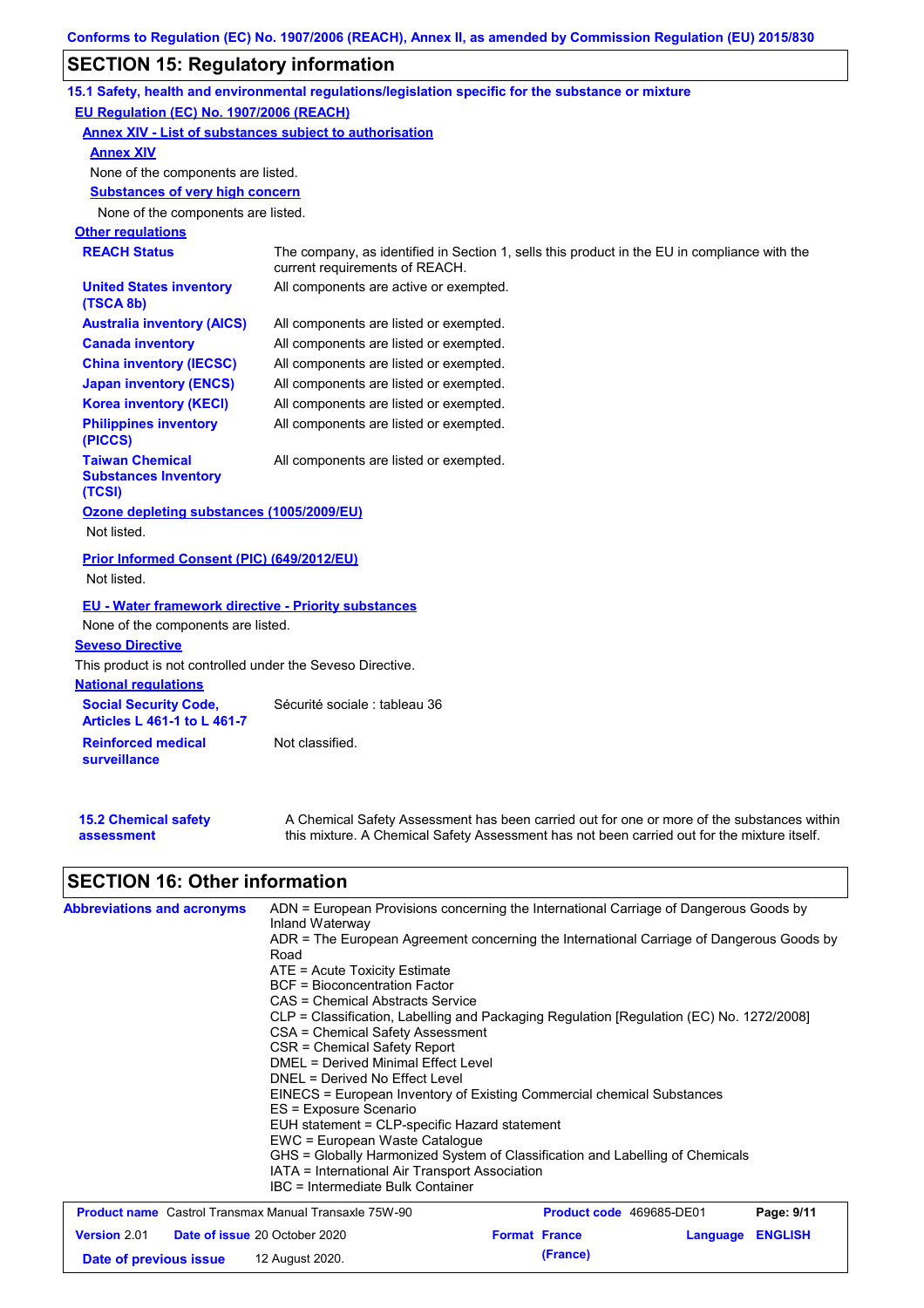## SECTION 15: Regulatory information

### 15.1 Safety, health and environmental regulations/legislation specific for the substance or mixture

**EU Regulation (EC) No. 1907/2006 (REACH)**

**Annex XIV - List of substances subject to authorisation**

**Annex XIV**

None of the components are listed.

**Substances of very high concern**

None of the components are listed.

**Other regulations**

| | |
|---|---|
| **REACH Status** | The company, as identified in Section 1, sells this product in the EU in compliance with the current requirements of REACH. |
| **United States inventory (TSCA 8b)** | All components are active or exempted. |
| **Australia inventory (AICS)** | All components are listed or exempted. |
| **Canada inventory** | All components are listed or exempted. |
| **China inventory (IECSC)** | All components are listed or exempted. |
| **Japan inventory (ENCS)** | All components are listed or exempted. |
| **Korea inventory (KECI)** | All components are listed or exempted. |
| **Philippines inventory (PICCS)** | All components are listed or exempted. |
| **Taiwan Chemical Substances Inventory (TCSI)** | All components are listed or exempted. |

**Ozone depleting substances (1005/2009/EU)**

Not listed.

**Prior Informed Consent (PIC) (649/2012/EU)**

Not listed.

**EU - Water framework directive - Priority substances**

None of the components are listed.

**Seveso Directive**

This product is not controlled under the Seveso Directive.

**National regulations**

| | |
|---|---|
| **Social Security Code, Articles L 461-1 to L 461-7** | Sécurité sociale : tableau 36 |
| **Reinforced medical surveillance** | Not classified. |

**15.2 Chemical safety assessment** — A Chemical Safety Assessment has been carried out for one or more of the substances within this mixture. A Chemical Safety Assessment has not been carried out for the mixture itself.

## SECTION 16: Other information

**Abbreviations and acronyms**

ADN = European Provisions concerning the International Carriage of Dangerous Goods by Inland Waterway
ADR = The European Agreement concerning the International Carriage of Dangerous Goods by Road
ATE = Acute Toxicity Estimate
BCF = Bioconcentration Factor
CAS = Chemical Abstracts Service
CLP = Classification, Labelling and Packaging Regulation [Regulation (EC) No. 1272/2008]
CSA = Chemical Safety Assessment
CSR = Chemical Safety Report
DMEL = Derived Minimal Effect Level
DNEL = Derived No Effect Level
EINECS = European Inventory of Existing Commercial chemical Substances
ES = Exposure Scenario
EUH statement = CLP-specific Hazard statement
EWC = European Waste Catalogue
GHS = Globally Harmonized System of Classification and Labelling of Chemicals
IATA = International Air Transport Association
IBC = Intermediate Bulk Container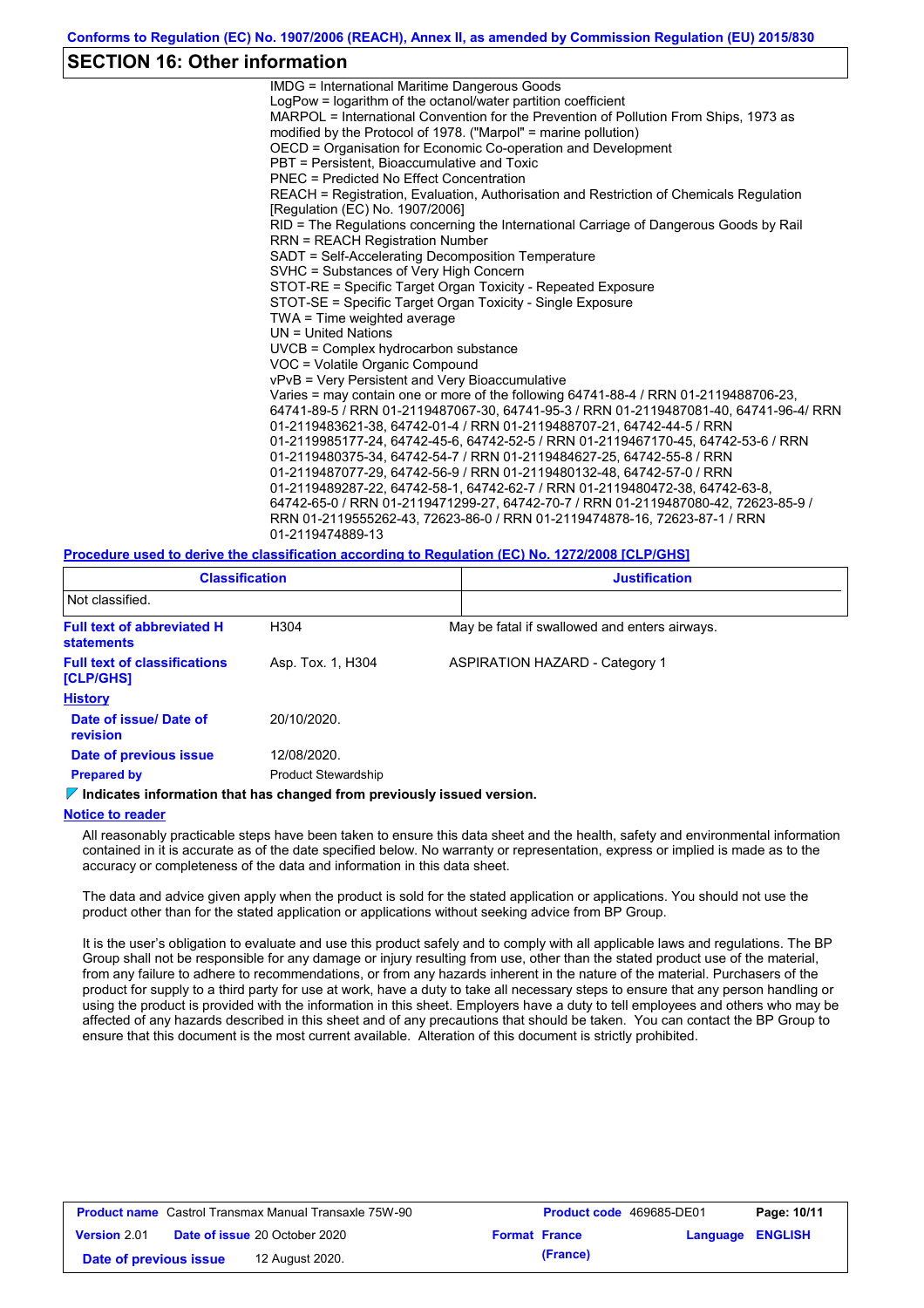## SECTION 16: Other information

IMDG = International Maritime Dangerous Goods
LogPow = logarithm of the octanol/water partition coefficient
MARPOL = International Convention for the Prevention of Pollution From Ships, 1973 as modified by the Protocol of 1978. ("Marpol" = marine pollution)
OECD = Organisation for Economic Co-operation and Development
PBT = Persistent, Bioaccumulative and Toxic
PNEC = Predicted No Effect Concentration
REACH = Registration, Evaluation, Authorisation and Restriction of Chemicals Regulation [Regulation (EC) No. 1907/2006]
RID = The Regulations concerning the International Carriage of Dangerous Goods by Rail
RRN = REACH Registration Number
SADT = Self-Accelerating Decomposition Temperature
SVHC = Substances of Very High Concern
STOT-RE = Specific Target Organ Toxicity - Repeated Exposure
STOT-SE = Specific Target Organ Toxicity - Single Exposure
TWA = Time weighted average
UN = United Nations
UVCB = Complex hydrocarbon substance
VOC = Volatile Organic Compound
vPvB = Very Persistent and Very Bioaccumulative
Varies = may contain one or more of the following 64741-88-4 / RRN 01-2119488706-23, 64741-89-5 / RRN 01-2119487067-30, 64741-95-3 / RRN 01-2119487081-40, 64741-96-4/ RRN 01-2119483621-38, 64742-01-4 / RRN 01-2119488707-21, 64742-44-5 / RRN 01-2119985177-24, 64742-45-6, 64742-52-5 / RRN 01-2119467170-45, 64742-53-6 / RRN 01-2119480375-34, 64742-54-7 / RRN 01-2119484627-25, 64742-55-8 / RRN 01-2119487077-29, 64742-56-9 / RRN 01-2119480132-48, 64742-57-0 / RRN 01-2119489287-22, 64742-58-1, 64742-62-7 / RRN 01-2119480472-38, 64742-63-8, 64742-65-0 / RRN 01-2119471299-27, 64742-70-7 / RRN 01-2119487080-42, 72623-85-9 / RRN 01-2119555262-43, 72623-86-0 / RRN 01-2119474878-16, 72623-87-1 / RRN 01-2119474889-13

**Procedure used to derive the classification according to Regulation (EC) No. 1272/2008 [CLP/GHS]**

| Classification | Justification |
|---|---|
| Not classified. | |

| | | |
|---|---|---|
| **Full text of abbreviated H statements** | H304 | May be fatal if swallowed and enters airways. |
| **Full text of classifications [CLP/GHS]** | Asp. Tox. 1, H304 | ASPIRATION HAZARD - Category 1 |

**History**

| | |
|---|---|
| **Date of issue/ Date of revision** | 20/10/2020. |
| **Date of previous issue** | 12/08/2020. |
| **Prepared by** | Product Stewardship |

**Indicates information that has changed from previously issued version.**

**Notice to reader**

All reasonably practicable steps have been taken to ensure this data sheet and the health, safety and environmental information contained in it is accurate as of the date specified below. No warranty or representation, express or implied is made as to the accuracy or completeness of the data and information in this data sheet.

The data and advice given apply when the product is sold for the stated application or applications. You should not use the product other than for the stated application or applications without seeking advice from BP Group.

It is the user's obligation to evaluate and use this product safely and to comply with all applicable laws and regulations. The BP Group shall not be responsible for any damage or injury resulting from use, other than the stated product use of the material, from any failure to adhere to recommendations, or from any hazards inherent in the nature of the material. Purchasers of the product for supply to a third party for use at work, have a duty to take all necessary steps to ensure that any person handling or using the product is provided with the information in this sheet. Employers have a duty to tell employees and others who may be affected of any hazards described in this sheet and of any precautions that should be taken. You can contact the BP Group to ensure that this document is the most current available. Alteration of this document is strictly prohibited.